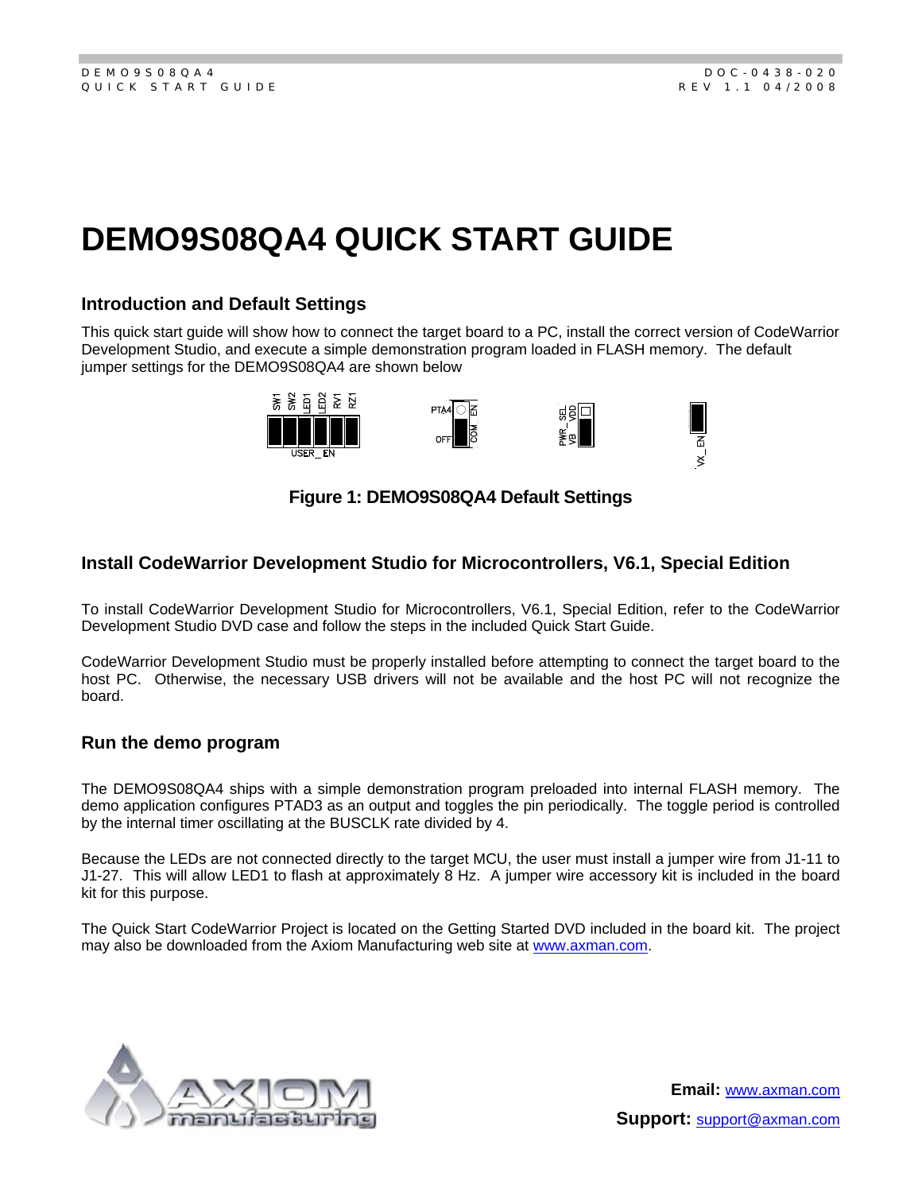# DEMO9S08QA4 QUICK START GUIDE

## Introduction and Default Settings

This quick start guide will show how to connect the target board to a PC, install the correct version of CodeWarrior Development Studio, and execute a simple demonstration program loaded in FLASH memory. The default jumper settings for the DEMO9S08QA4 are shown below

Figure 1: DEMO9S08QA4 Default Settings

## Install CodeWarrior Development Studio for Microcontrollers, V6.1, Special Edition

To install CodeWarrior Development Studio for Microcontrollers, V6.1, Special Edition, refer to the CodeWarrior Development Studio DVD case and follow the steps in the included Quick Start Guide.

CodeWarrior Development Studio must be properly installed before attempting to connect the target board to the host PC. Otherwise, the necessary USB drivers will not be available and the host PC will not recognize the board.

## Run the demo program

The DEMO9S08QA4 ships with a simple demonstration program preloaded into internal FLASH memory. The demo application configures PTAD3 as an output and toggles the pin periodically. The toggle period is controlled by the internal timer oscillating at the BUSCLK rate divided by 4.

Because the LEDs are not connected directly to the target MCU, the user must install a jumper wire from J1-11 to J1-27. This will allow LED1 to flash at approximately 8 Hz. A jumper wire accessory kit is included in the board kit for this purpose.

The Quick Start CodeWarrior Project is located on the Getting Started DVD included in the board kit. The project may also be downloaded from the Axiom Manufacturing web site at www.axman.com.

**Email:** www.axman.com

**Support:** support@axman.com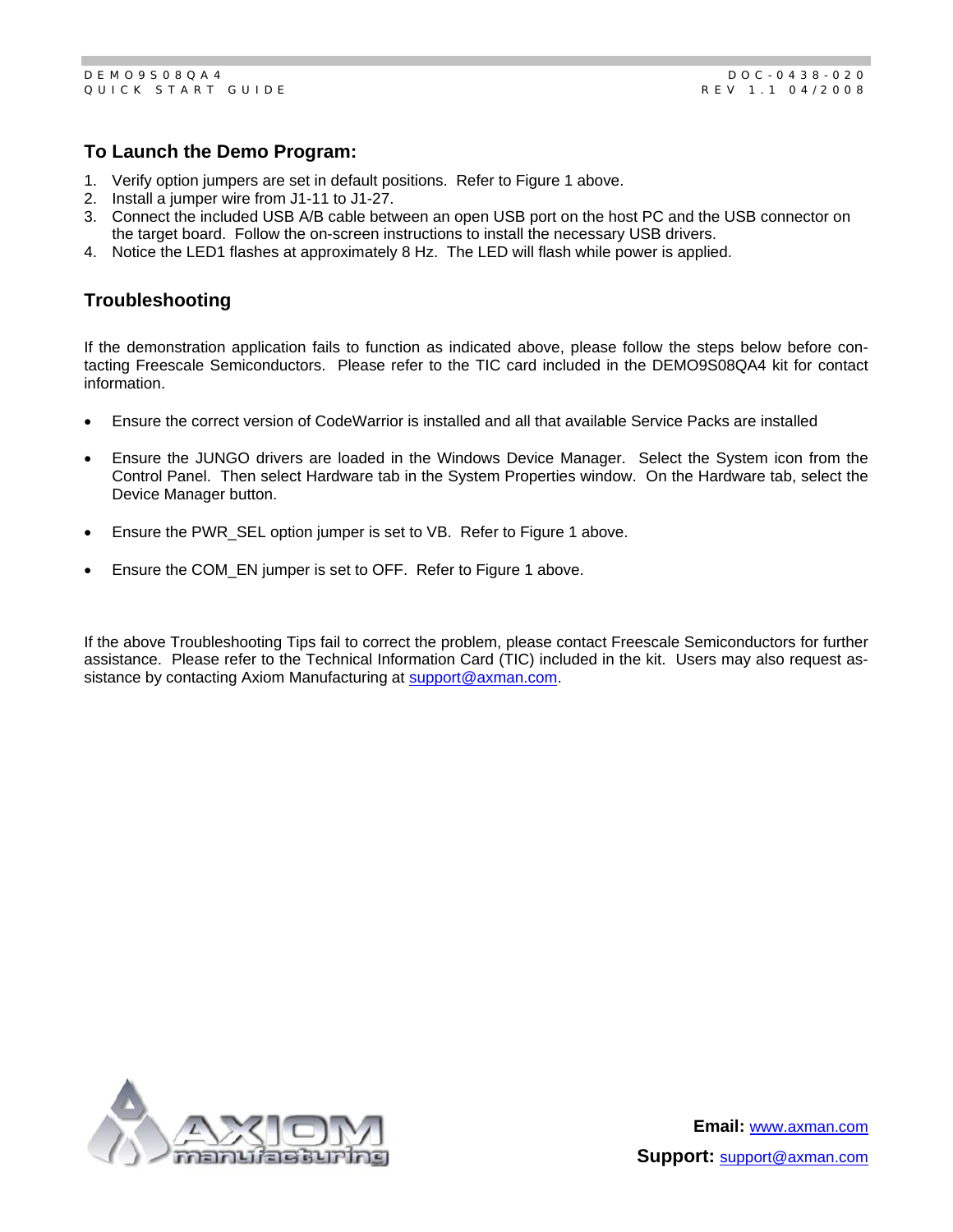## To Launch the Demo Program:

1. Verify option jumpers are set in default positions. Refer to Figure 1 above.
2. Install a jumper wire from J1-11 to J1-27.
3. Connect the included USB A/B cable between an open USB port on the host PC and the USB connector on the target board. Follow the on-screen instructions to install the necessary USB drivers.
4. Notice the LED1 flashes at approximately 8 Hz. The LED will flash while power is applied.

## Troubleshooting

If the demonstration application fails to function as indicated above, please follow the steps below before contacting Freescale Semiconductors. Please refer to the TIC card included in the DEMO9S08QA4 kit for contact information.

- Ensure the correct version of CodeWarrior is installed and all that available Service Packs are installed
- Ensure the JUNGO drivers are loaded in the Windows Device Manager. Select the System icon from the Control Panel. Then select Hardware tab in the System Properties window. On the Hardware tab, select the Device Manager button.
- Ensure the PWR_SEL option jumper is set to VB. Refer to Figure 1 above.
- Ensure the COM_EN jumper is set to OFF. Refer to Figure 1 above.

If the above Troubleshooting Tips fail to correct the problem, please contact Freescale Semiconductors for further assistance. Please refer to the Technical Information Card (TIC) included in the kit. Users may also request assistance by contacting Axiom Manufacturing at support@axman.com.

**Email:** www.axman.com

**Support:** support@axman.com